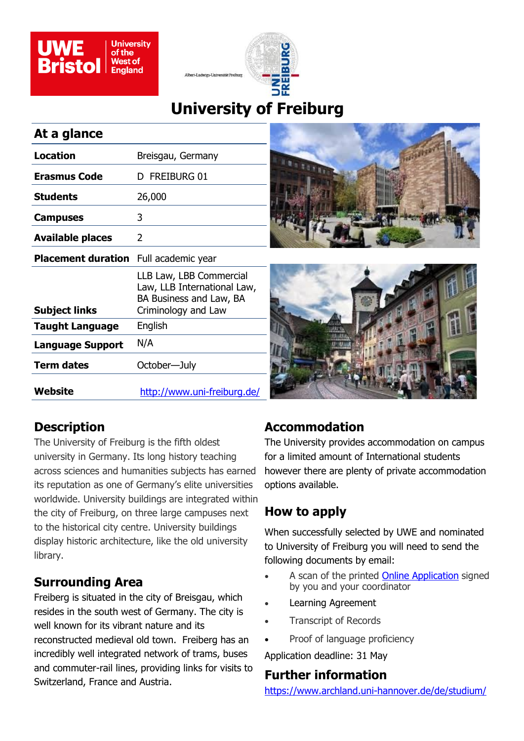# University of Freiburg

## At a glance

| Field | Details |
| --- | --- |
| **Location** | Breisgau, Germany |
| **Erasmus Code** | D FREIBURG 01 |
| **Students** | 26,000 |
| **Campuses** | 3 |
| **Available places** | 2 |
| **Placement duration** | Full academic year |
| **Subject links** | LLB Law, LBB Commercial Law, LLB International Law, BA Business and Law, BA Criminology and Law |
| **Taught Language** | English |
| **Language Support** | N/A |
| **Term dates** | October—July |
| **Website** | http://www.uni-freiburg.de/ |

## Description

The University of Freiburg is the fifth oldest university in Germany. Its long history teaching across sciences and humanities subjects has earned its reputation as one of Germany's elite universities worldwide. University buildings are integrated within the city of Freiburg, on three large campuses next to the historical city centre. University buildings display historic architecture, like the old university library.

## Surrounding Area

Freiberg is situated in the city of Breisgau, which resides in the south west of Germany. The city is well known for its vibrant nature and its reconstructed medieval old town. Freiberg has an incredibly well integrated network of trams, buses and commuter-rail lines, providing links for visits to Switzerland, France and Austria.

## Accommodation

The University provides accommodation on campus for a limited amount of International students however there are plenty of private accommodation options available.

## How to apply

When successfully selected by UWE and nominated to University of Freiburg you will need to send the following documents by email:

- A scan of the printed Online Application signed by you and your coordinator
- Learning Agreement
- Transcript of Records
- Proof of language proficiency

Application deadline: 31 May

## Further information

https://www.archland.uni-hannover.de/de/studium/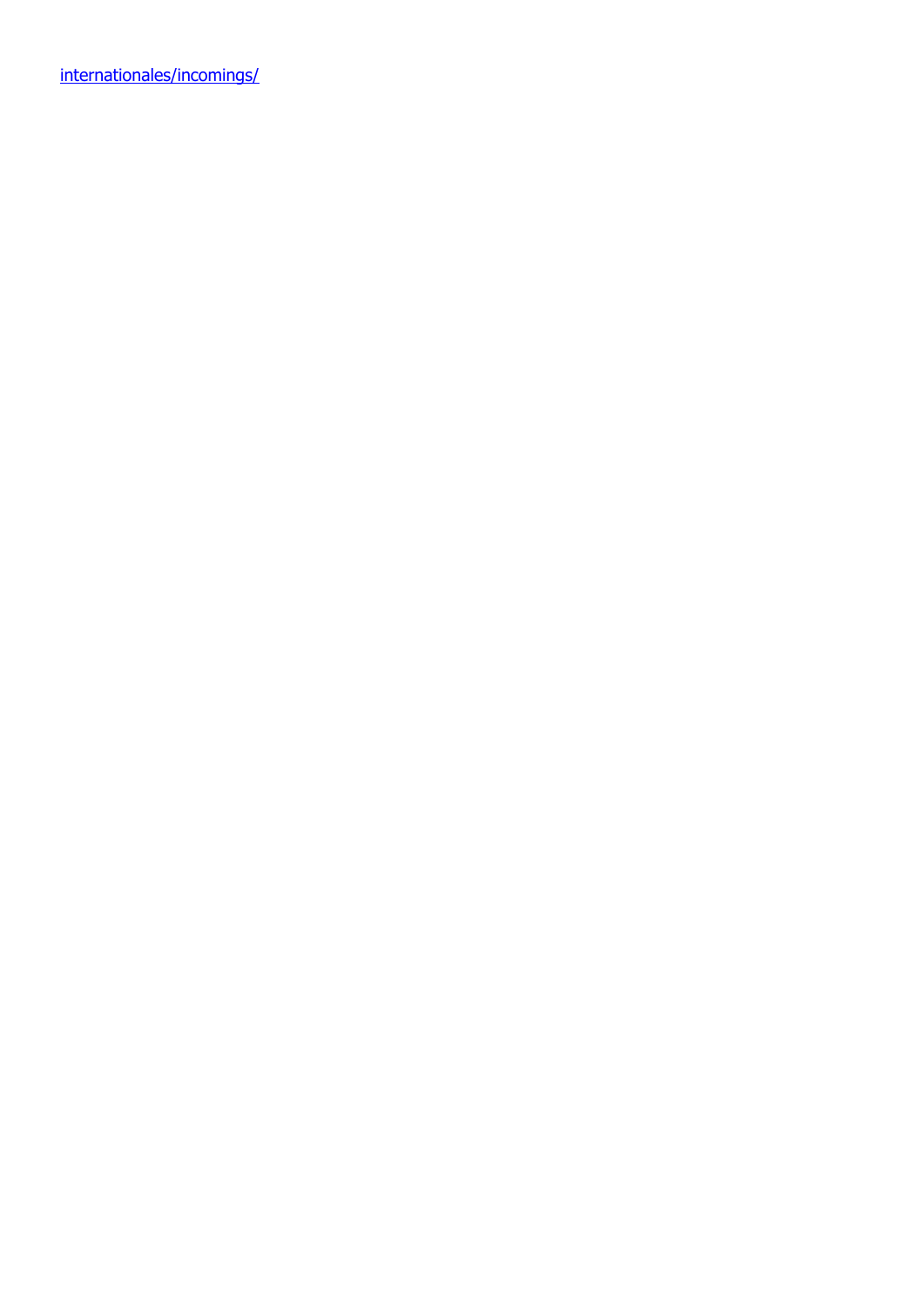internationales/incomings/